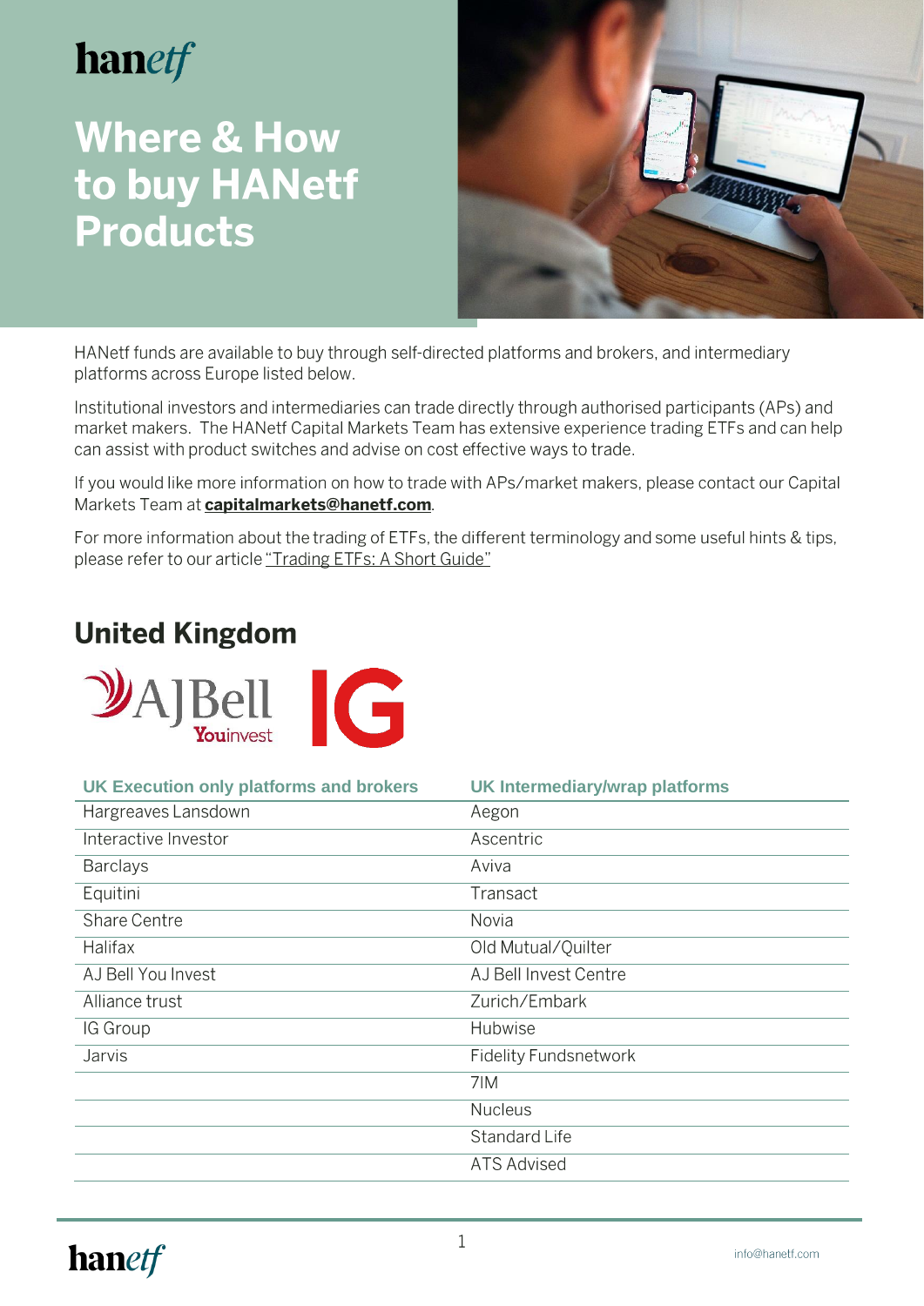hanetf

# Where & How to buy HANetf Products

HANetf funds are available to buy through self-directed platforms and brokers, and intermediary platforms across Europe listed below.

Institutional investors and intermediaries can trade directly through authorised participants (APs) and market makers. The HANetf Capital Markets Team has extensive experience trading ETFs and can help can assist with product switches and advise on cost effective ways to trade.

If you would like more information on how to trade with APs/market makers, please contact our Capital Markets Team at **capitalmarkets@hanetf.com**.

For more information about the trading of ETFs, the different terminology and some useful hints & tips, please refer to our article "Trading ETFs: A Short Guide"

## United Kingdom

| UK Execution only platforms and brokers | UK Intermediary/wrap platforms |
|---|---|
| Hargreaves Lansdown | Aegon |
| Interactive Investor | Ascentric |
| Barclays | Aviva |
| Equitini | Transact |
| Share Centre | Novia |
| Halifax | Old Mutual/Quilter |
| AJ Bell You Invest | AJ Bell Invest Centre |
| Alliance trust | Zurich/Embark |
| IG Group | Hubwise |
| Jarvis | Fidelity Fundsnetwork |
| | 7IM |
| | Nucleus |
| | Standard Life |
| | ATS Advised |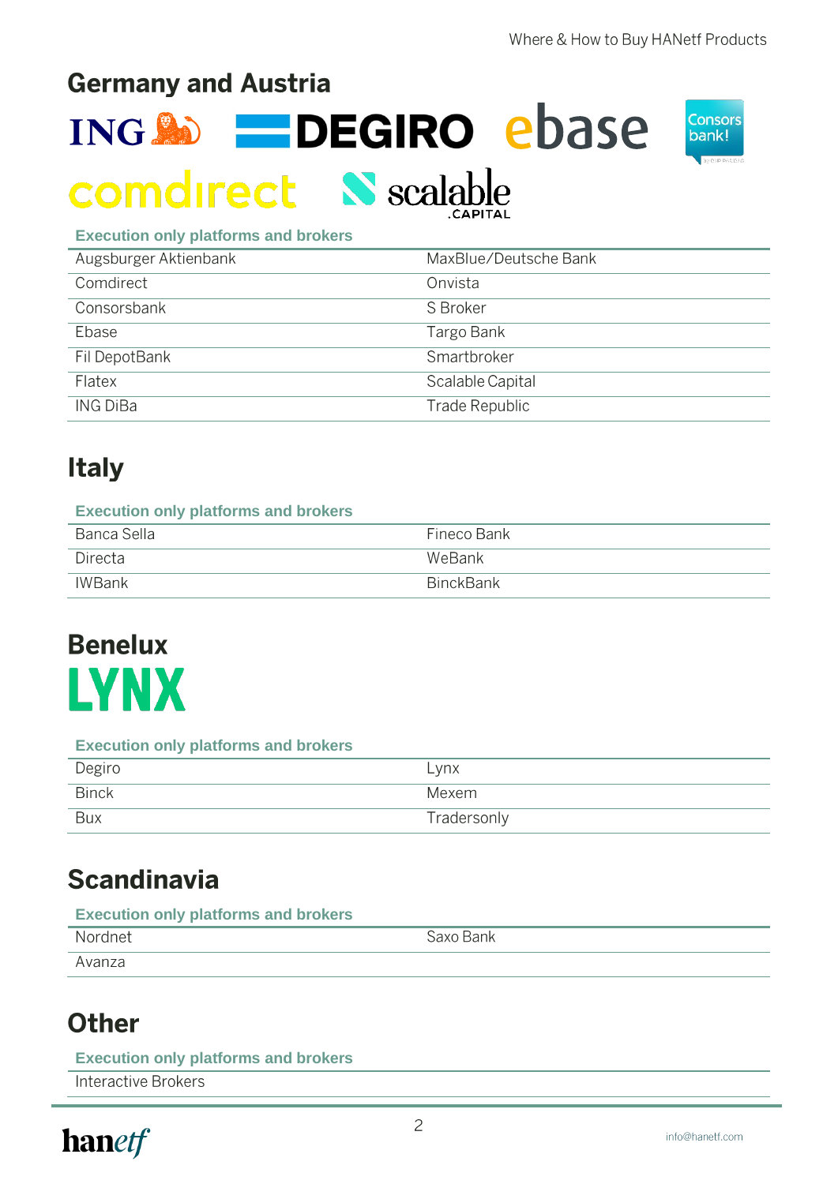## Germany and Austria

| Execution only platforms and brokers | |
|---|---|
| Augsburger Aktienbank | MaxBlue/Deutsche Bank |
| Comdirect | Onvista |
| Consorsbank | S Broker |
| Ebase | Targo Bank |
| Fil DepotBank | Smartbroker |
| Flatex | Scalable Capital |
| ING DiBa | Trade Republic |

## Italy

| Execution only platforms and brokers | |
|---|---|
| Banca Sella | Fineco Bank |
| Directa | WeBank |
| IWBank | BinckBank |

## Benelux

| Execution only platforms and brokers | |
|---|---|
| Degiro | Lynx |
| Binck | Mexem |
| Bux | Tradersonly |

## Scandinavia

| Execution only platforms and brokers | |
|---|---|
| Nordnet | Saxo Bank |
| Avanza | |

## Other

| Execution only platforms and brokers |
|---|
| Interactive Brokers |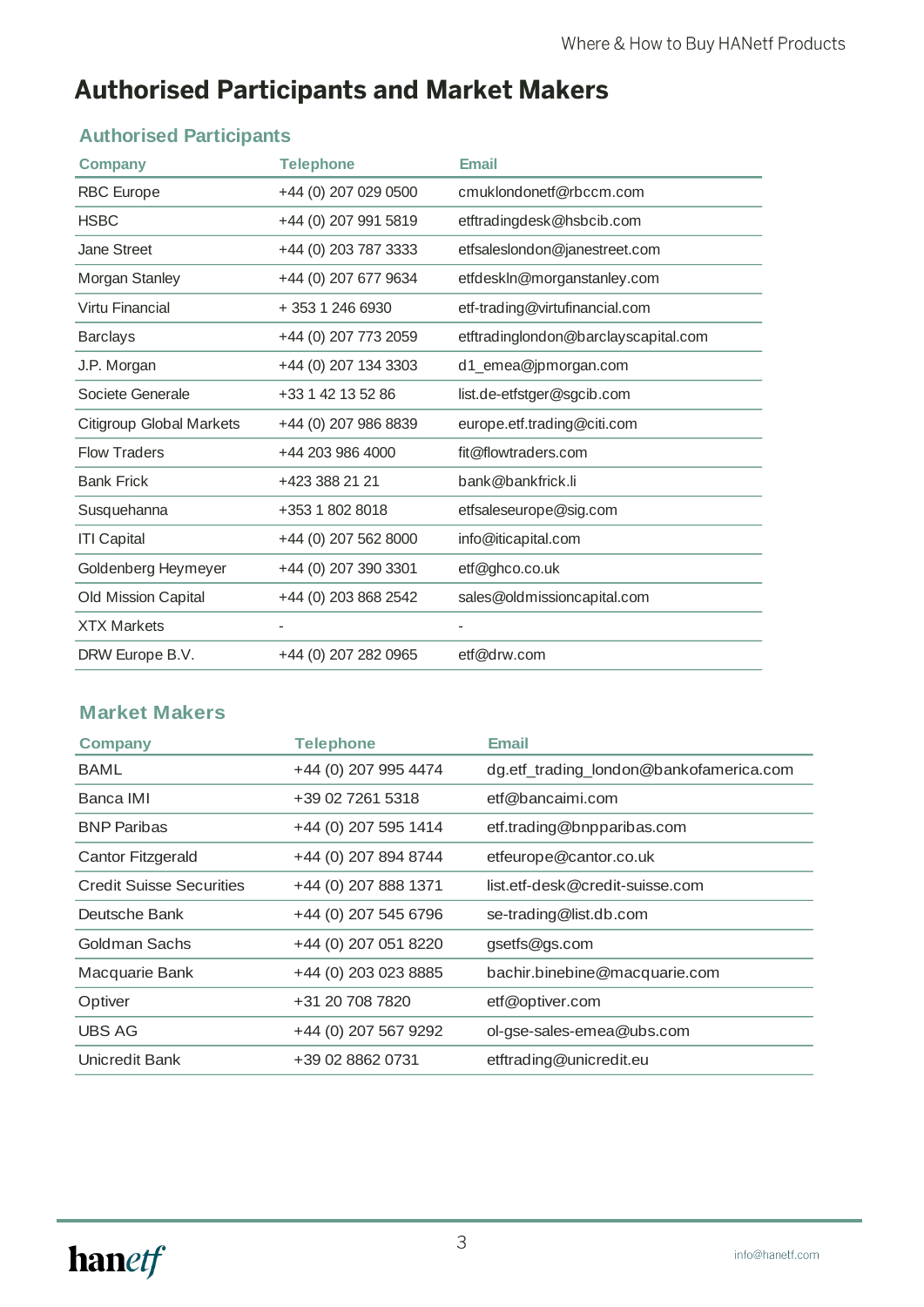# Authorised Participants and Market Makers

## Authorised Participants

| Company | Telephone | Email |
|---|---|---|
| RBC Europe | +44 (0) 207 029 0500 | cmuklondonetf@rbccm.com |
| HSBC | +44 (0) 207 991 5819 | etftradingdesk@hsbcib.com |
| Jane Street | +44 (0) 203 787 3333 | etfsaleslondon@janestreet.com |
| Morgan Stanley | +44 (0) 207 677 9634 | etfdeskln@morganstanley.com |
| Virtu Financial | + 353 1 246 6930 | etf-trading@virtufinancial.com |
| Barclays | +44 (0) 207 773 2059 | etftradinglondon@barclayscapital.com |
| J.P. Morgan | +44 (0) 207 134 3303 | d1_emea@jpmorgan.com |
| Societe Generale | +33 1 42 13 52 86 | list.de-etfstger@sgcib.com |
| Citigroup Global Markets | +44 (0) 207 986 8839 | europe.etf.trading@citi.com |
| Flow Traders | +44 203 986 4000 | fit@flowtraders.com |
| Bank Frick | +423 388 21 21 | bank@bankfrick.li |
| Susquehanna | +353 1 802 8018 | etfsaleseurope@sig.com |
| ITI Capital | +44 (0) 207 562 8000 | info@iticapital.com |
| Goldenberg Heymeyer | +44 (0) 207 390 3301 | etf@ghco.co.uk |
| Old Mission Capital | +44 (0) 203 868 2542 | sales@oldmissioncapital.com |
| XTX Markets | - | - |
| DRW Europe B.V. | +44 (0) 207 282 0965 | etf@drw.com |

## Market Makers

| Company | Telephone | Email |
|---|---|---|
| BAML | +44 (0) 207 995 4474 | dg.etf_trading_london@bankofamerica.com |
| Banca IMI | +39 02 7261 5318 | etf@bancaimi.com |
| BNP Paribas | +44 (0) 207 595 1414 | etf.trading@bnpparibas.com |
| Cantor Fitzgerald | +44 (0) 207 894 8744 | etfeurope@cantor.co.uk |
| Credit Suisse Securities | +44 (0) 207 888 1371 | list.etf-desk@credit-suisse.com |
| Deutsche Bank | +44 (0) 207 545 6796 | se-trading@list.db.com |
| Goldman Sachs | +44 (0) 207 051 8220 | gsetfs@gs.com |
| Macquarie Bank | +44 (0) 203 023 8885 | bachir.binebine@macquarie.com |
| Optiver | +31 20 708 7820 | etf@optiver.com |
| UBS AG | +44 (0) 207 567 9292 | ol-gse-sales-emea@ubs.com |
| Unicredit Bank | +39 02 8862 0731 | etftrading@unicredit.eu |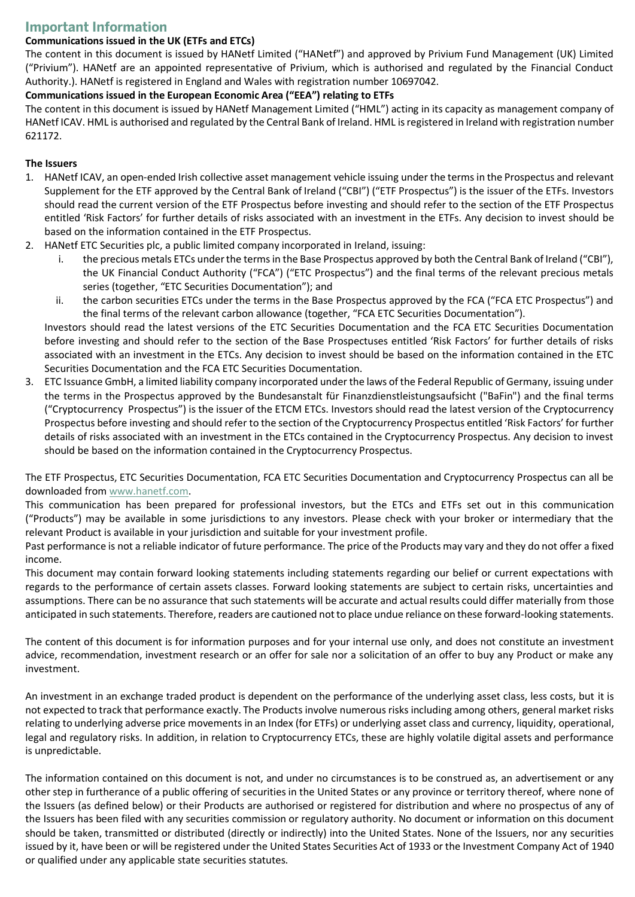## Important Information

**Communications issued in the UK (ETFs and ETCs)**

The content in this document is issued by HANetf Limited ("HANetf") and approved by Privium Fund Management (UK) Limited ("Privium"). HANetf are an appointed representative of Privium, which is authorised and regulated by the Financial Conduct Authority.). HANetf is registered in England and Wales with registration number 10697042.

**Communications issued in the European Economic Area ("EEA") relating to ETFs**

The content in this document is issued by HANetf Management Limited ("HML") acting in its capacity as management company of HANetf ICAV. HML is authorised and regulated by the Central Bank of Ireland. HML is registered in Ireland with registration number 621172.

**The Issuers**

1. HANetf ICAV, an open-ended Irish collective asset management vehicle issuing under the terms in the Prospectus and relevant Supplement for the ETF approved by the Central Bank of Ireland ("CBI") ("ETF Prospectus") is the issuer of the ETFs. Investors should read the current version of the ETF Prospectus before investing and should refer to the section of the ETF Prospectus entitled 'Risk Factors' for further details of risks associated with an investment in the ETFs. Any decision to invest should be based on the information contained in the ETF Prospectus.
2. HANetf ETC Securities plc, a public limited company incorporated in Ireland, issuing:
   i. the precious metals ETCs under the terms in the Base Prospectus approved by both the Central Bank of Ireland ("CBI"), the UK Financial Conduct Authority ("FCA") ("ETC Prospectus") and the final terms of the relevant precious metals series (together, "ETC Securities Documentation"); and
   ii. the carbon securities ETCs under the terms in the Base Prospectus approved by the FCA ("FCA ETC Prospectus") and the final terms of the relevant carbon allowance (together, "FCA ETC Securities Documentation").

   Investors should read the latest versions of the ETC Securities Documentation and the FCA ETC Securities Documentation before investing and should refer to the section of the Base Prospectuses entitled 'Risk Factors' for further details of risks associated with an investment in the ETCs. Any decision to invest should be based on the information contained in the ETC Securities Documentation and the FCA ETC Securities Documentation.
3. ETC Issuance GmbH, a limited liability company incorporated under the laws of the Federal Republic of Germany, issuing under the terms in the Prospectus approved by the Bundesanstalt für Finanzdienstleistungsaufsicht ("BaFin") and the final terms ("Cryptocurrency Prospectus") is the issuer of the ETCM ETCs. Investors should read the latest version of the Cryptocurrency Prospectus before investing and should refer to the section of the Cryptocurrency Prospectus entitled 'Risk Factors' for further details of risks associated with an investment in the ETCs contained in the Cryptocurrency Prospectus. Any decision to invest should be based on the information contained in the Cryptocurrency Prospectus.

The ETF Prospectus, ETC Securities Documentation, FCA ETC Securities Documentation and Cryptocurrency Prospectus can all be downloaded from www.hanetf.com.

This communication has been prepared for professional investors, but the ETCs and ETFs set out in this communication ("Products") may be available in some jurisdictions to any investors. Please check with your broker or intermediary that the relevant Product is available in your jurisdiction and suitable for your investment profile.

Past performance is not a reliable indicator of future performance. The price of the Products may vary and they do not offer a fixed income.

This document may contain forward looking statements including statements regarding our belief or current expectations with regards to the performance of certain assets classes. Forward looking statements are subject to certain risks, uncertainties and assumptions. There can be no assurance that such statements will be accurate and actual results could differ materially from those anticipated in such statements. Therefore, readers are cautioned not to place undue reliance on these forward-looking statements.

The content of this document is for information purposes and for your internal use only, and does not constitute an investment advice, recommendation, investment research or an offer for sale nor a solicitation of an offer to buy any Product or make any investment.

An investment in an exchange traded product is dependent on the performance of the underlying asset class, less costs, but it is not expected to track that performance exactly. The Products involve numerous risks including among others, general market risks relating to underlying adverse price movements in an Index (for ETFs) or underlying asset class and currency, liquidity, operational, legal and regulatory risks. In addition, in relation to Cryptocurrency ETCs, these are highly volatile digital assets and performance is unpredictable.

The information contained on this document is not, and under no circumstances is to be construed as, an advertisement or any other step in furtherance of a public offering of securities in the United States or any province or territory thereof, where none of the Issuers (as defined below) or their Products are authorised or registered for distribution and where no prospectus of any of the Issuers has been filed with any securities commission or regulatory authority. No document or information on this document should be taken, transmitted or distributed (directly or indirectly) into the United States. None of the Issuers, nor any securities issued by it, have been or will be registered under the United States Securities Act of 1933 or the Investment Company Act of 1940 or qualified under any applicable state securities statutes.